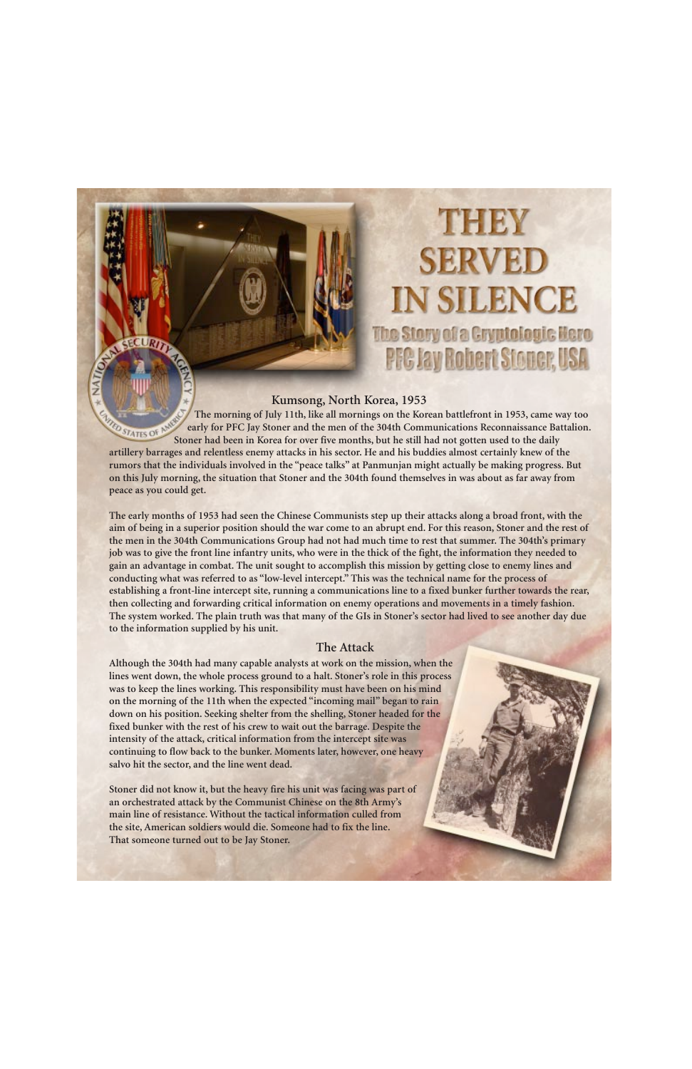# THEY SERVED IN SILENCE

## The Story of a Cryptologic Hero

## PFC Jay Robert Stoner, USA

### Kumsong, North Korea, 1953

The morning of July 11th, like all mornings on the Korean battlefront in 1953, came way too early for PFC Jay Stoner and the men of the 304th Communications Reconnaissance Battalion. Stoner had been in Korea for over five months, but he still had not gotten used to the daily artillery barrages and relentless enemy attacks in his sector. He and his buddies almost certainly knew of the rumors that the individuals involved in the "peace talks" at Panmunjan might actually be making progress. But on this July morning, the situation that Stoner and the 304th found themselves in was about as far away from peace as you could get.

The early months of 1953 had seen the Chinese Communists step up their attacks along a broad front, with the aim of being in a superior position should the war come to an abrupt end. For this reason, Stoner and the rest of the men in the 304th Communications Group had not had much time to rest that summer. The 304th's primary job was to give the front line infantry units, who were in the thick of the fight, the information they needed to gain an advantage in combat. The unit sought to accomplish this mission by getting close to enemy lines and conducting what was referred to as "low-level intercept." This was the technical name for the process of establishing a front-line intercept site, running a communications line to a fixed bunker further towards the rear, then collecting and forwarding critical information on enemy operations and movements in a timely fashion. The system worked. The plain truth was that many of the GIs in Stoner's sector had lived to see another day due to the information supplied by his unit.

### The Attack

Although the 304th had many capable analysts at work on the mission, when the lines went down, the whole process ground to a halt. Stoner's role in this process was to keep the lines working. This responsibility must have been on his mind on the morning of the 11th when the expected "incoming mail" began to rain down on his position. Seeking shelter from the shelling, Stoner headed for the fixed bunker with the rest of his crew to wait out the barrage. Despite the intensity of the attack, critical information from the intercept site was continuing to flow back to the bunker. Moments later, however, one heavy salvo hit the sector, and the line went dead.

Stoner did not know it, but the heavy fire his unit was facing was part of an orchestrated attack by the Communist Chinese on the 8th Army's main line of resistance. Without the tactical information culled from the site, American soldiers would die. Someone had to fix the line. That someone turned out to be Jay Stoner.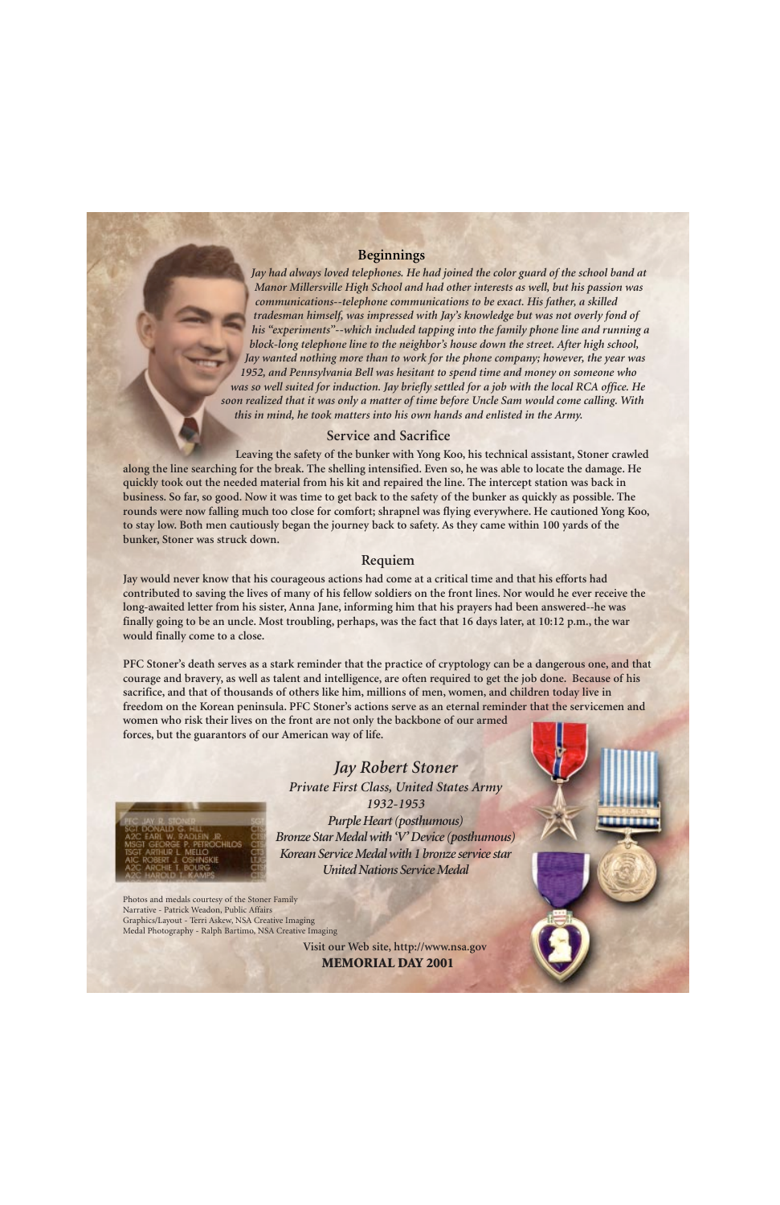## Beginnings

*Jay had always loved telephones. He had joined the color guard of the school band at Manor Millersville High School and had other interests as well, but his passion was communications--telephone communications to be exact. His father, a skilled tradesman himself, was impressed with Jay's knowledge but was not overly fond of his "experiments"--which included tapping into the family phone line and running a block-long telephone line to the neighbor's house down the street. After high school, Jay wanted nothing more than to work for the phone company; however, the year was 1952, and Pennsylvania Bell was hesitant to spend time and money on someone who was so well suited for induction. Jay briefly settled for a job with the local RCA office. He soon realized that it was only a matter of time before Uncle Sam would come calling. With this in mind, he took matters into his own hands and enlisted in the Army.*

## Service and Sacrifice

Leaving the safety of the bunker with Yong Koo, his technical assistant, Stoner crawled along the line searching for the break. The shelling intensified. Even so, he was able to locate the damage. He quickly took out the needed material from his kit and repaired the line. The intercept station was back in business. So far, so good. Now it was time to get back to the safety of the bunker as quickly as possible. The rounds were now falling much too close for comfort; shrapnel was flying everywhere. He cautioned Yong Koo, to stay low. Both men cautiously began the journey back to safety. As they came within 100 yards of the bunker, Stoner was struck down.

## Requiem

Jay would never know that his courageous actions had come at a critical time and that his efforts had contributed to saving the lives of many of his fellow soldiers on the front lines. Nor would he ever receive the long-awaited letter from his sister, Anna Jane, informing him that his prayers had been answered--he was finally going to be an uncle. Most troubling, perhaps, was the fact that 16 days later, at 10:12 p.m., the war would finally come to a close.

PFC Stoner's death serves as a stark reminder that the practice of cryptology can be a dangerous one, and that courage and bravery, as well as talent and intelligence, are often required to get the job done. Because of his sacrifice, and that of thousands of others like him, millions of men, women, and children today live in freedom on the Korean peninsula. PFC Stoner's actions serve as an eternal reminder that the servicemen and women who risk their lives on the front are not only the backbone of our armed forces, but the guarantors of our American way of life.

## *Jay Robert Stoner*

*Private First Class, United States Army*
*1932-1953*
*Purple Heart (posthumous)*
*Bronze Star Medal with 'V' Device (posthumous)*
*Korean Service Medal with 1 bronze service star*
*United Nations Service Medal*

Photos and medals courtesy of the Stoner Family
Narrative - Patrick Weadon, Public Affairs
Graphics/Layout - Terri Askew, NSA Creative Imaging
Medal Photography - Ralph Bartimo, NSA Creative Imaging

Visit our Web site, http://www.nsa.gov

**MEMORIAL DAY 2001**